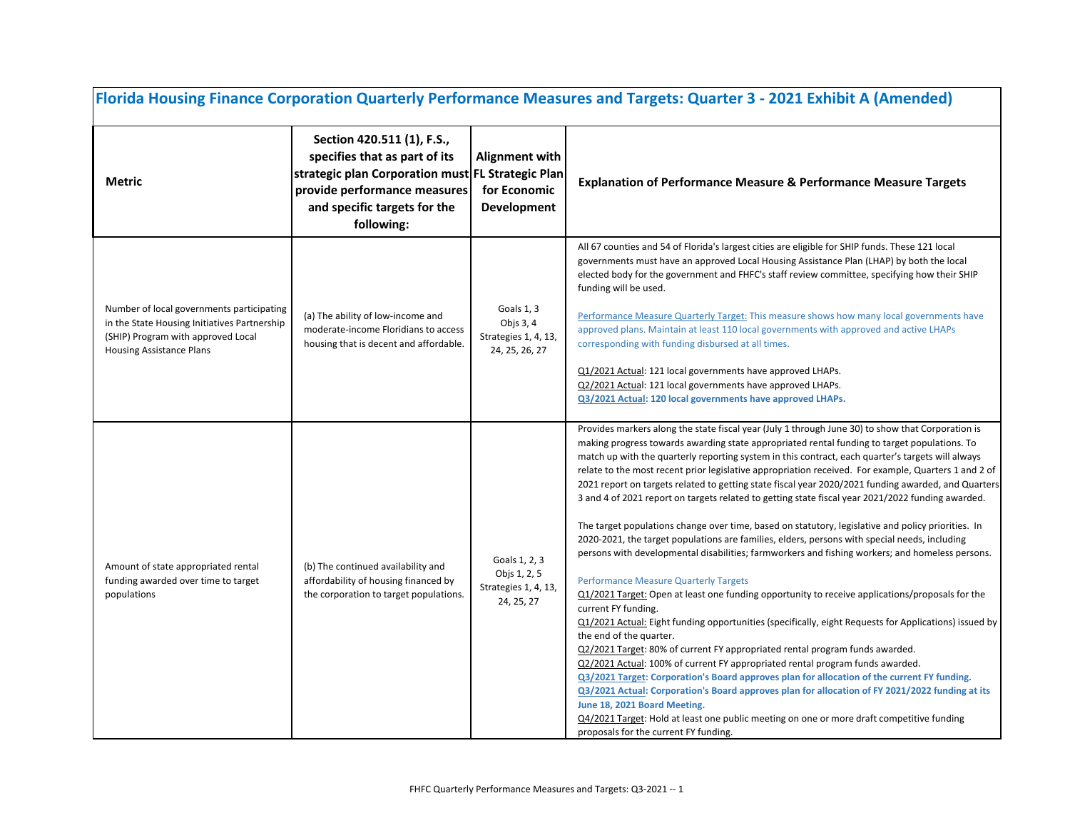# Florida Housing Finance Corporation Quarterly Performance Measures and Targets: Quarter 3 - 2021 Exhibit A (Amended)

| Metric | Section 420.511 (1), F.S., specifies that as part of its strategic plan Corporation must provide performance measures and specific targets for the following: | Alignment with FL Strategic Plan for Economic Development | Explanation of Performance Measure & Performance Measure Targets |
|---|---|---|---|
| Number of local governments participating in the State Housing Initiatives Partnership (SHIP) Program with approved Local Housing Assistance Plans | (a) The ability of low-income and moderate-income Floridians to access housing that is decent and affordable. | Goals 1, 3<br>Objs 3, 4<br>Strategies 1, 4, 13, 24, 25, 26, 27 | All 67 counties and 54 of Florida's largest cities are eligible for SHIP funds. These 121 local governments must have an approved Local Housing Assistance Plan (LHAP) by both the local elected body for the government and FHFC's staff review committee, specifying how their SHIP funding will be used.<br><br>Performance Measure Quarterly Target: This measure shows how many local governments have approved plans. Maintain at least 110 local governments with approved and active LHAPs corresponding with funding disbursed at all times.<br><br>Q1/2021 Actual: 121 local governments have approved LHAPs.<br>Q2/2021 Actual: 121 local governments have approved LHAPs.<br>**Q3/2021 Actual: 120 local governments have approved LHAPs.** |
| Amount of state appropriated rental funding awarded over time to target populations | (b) The continued availability and affordability of housing financed by the corporation to target populations. | Goals 1, 2, 3<br>Objs 1, 2, 5<br>Strategies 1, 4, 13, 24, 25, 27 | Provides markers along the state fiscal year (July 1 through June 30) to show that Corporation is making progress towards awarding state appropriated rental funding to target populations. To match up with the quarterly reporting system in this contract, each quarter's targets will always relate to the most recent prior legislative appropriation received. For example, Quarters 1 and 2 of 2021 report on targets related to getting state fiscal year 2020/2021 funding awarded, and Quarters 3 and 4 of 2021 report on targets related to getting state fiscal year 2021/2022 funding awarded.<br><br>The target populations change over time, based on statutory, legislative and policy priorities. In 2020-2021, the target populations are families, elders, persons with special needs, including persons with developmental disabilities; farmworkers and fishing workers; and homeless persons.<br><br>Performance Measure Quarterly Targets<br>Q1/2021 Target: Open at least one funding opportunity to receive applications/proposals for the current FY funding.<br>Q1/2021 Actual: Eight funding opportunities (specifically, eight Requests for Applications) issued by the end of the quarter.<br>Q2/2021 Target: 80% of current FY appropriated rental program funds awarded.<br>Q2/2021 Actual: 100% of current FY appropriated rental program funds awarded.<br>**Q3/2021 Target: Corporation's Board approves plan for allocation of the current FY funding.**<br>**Q3/2021 Actual: Corporation's Board approves plan for allocation of FY 2021/2022 funding at its June 18, 2021 Board Meeting.**<br>Q4/2021 Target: Hold at least one public meeting on one or more draft competitive funding proposals for the current FY funding. |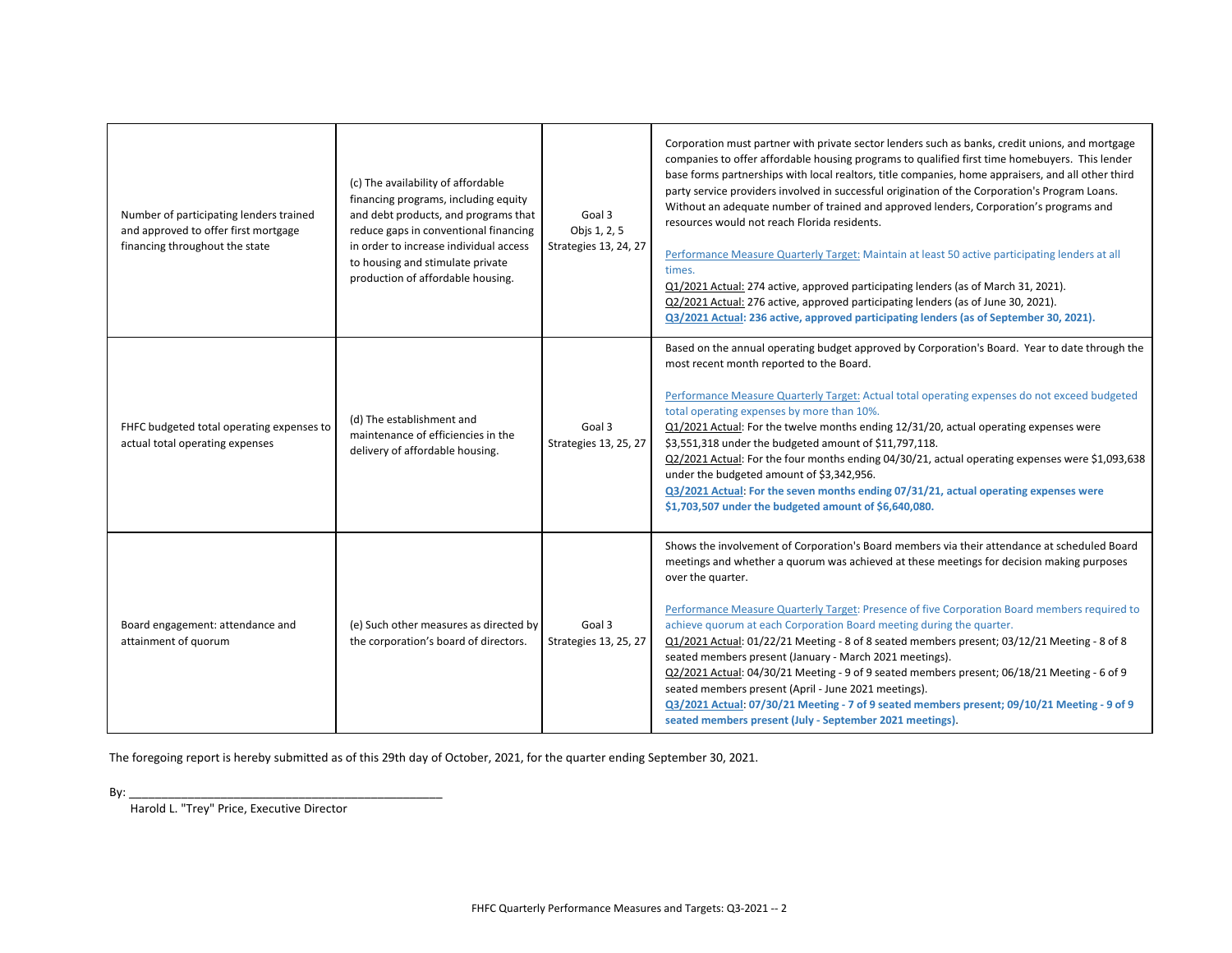| | | | |
|---|---|---|---|
| Number of participating lenders trained and approved to offer first mortgage financing throughout the state | (c) The availability of affordable financing programs, including equity and debt products, and programs that reduce gaps in conventional financing in order to increase individual access to housing and stimulate private production of affordable housing. | Goal 3<br>Objs 1, 2, 5<br>Strategies 13, 24, 27 | Corporation must partner with private sector lenders such as banks, credit unions, and mortgage companies to offer affordable housing programs to qualified first time homebuyers. This lender base forms partnerships with local realtors, title companies, home appraisers, and all other third party service providers involved in successful origination of the Corporation's Program Loans. Without an adequate number of trained and approved lenders, Corporation's programs and resources would not reach Florida residents.<br><br>Performance Measure Quarterly Target: Maintain at least 50 active participating lenders at all times.<br>Q1/2021 Actual: 274 active, approved participating lenders (as of March 31, 2021).<br>Q2/2021 Actual: 276 active, approved participating lenders (as of June 30, 2021).<br>**Q3/2021 Actual: 236 active, approved participating lenders (as of September 30, 2021).** |
| FHFC budgeted total operating expenses to actual total operating expenses | (d) The establishment and maintenance of efficiencies in the delivery of affordable housing. | Goal 3<br>Strategies 13, 25, 27 | Based on the annual operating budget approved by Corporation's Board. Year to date through the most recent month reported to the Board.<br><br>Performance Measure Quarterly Target: Actual total operating expenses do not exceed budgeted total operating expenses by more than 10%.<br>Q1/2021 Actual: For the twelve months ending 12/31/20, actual operating expenses were $3,551,318 under the budgeted amount of $11,797,118.<br>Q2/2021 Actual: For the four months ending 04/30/21, actual operating expenses were $1,093,638 under the budgeted amount of $3,342,956.<br>**Q3/2021 Actual: For the seven months ending 07/31/21, actual operating expenses were $1,703,507 under the budgeted amount of $6,640,080.** |
| Board engagement: attendance and attainment of quorum | (e) Such other measures as directed by the corporation's board of directors. | Goal 3<br>Strategies 13, 25, 27 | Shows the involvement of Corporation's Board members via their attendance at scheduled Board meetings and whether a quorum was achieved at these meetings for decision making purposes over the quarter.<br><br>Performance Measure Quarterly Target: Presence of five Corporation Board members required to achieve quorum at each Corporation Board meeting during the quarter.<br>Q1/2021 Actual: 01/22/21 Meeting - 8 of 8 seated members present; 03/12/21 Meeting - 8 of 8 seated members present (January - March 2021 meetings).<br>Q2/2021 Actual: 04/30/21 Meeting - 9 of 9 seated members present; 06/18/21 Meeting - 6 of 9 seated members present (April - June 2021 meetings).<br>**Q3/2021 Actual: 07/30/21 Meeting - 7 of 9 seated members present; 09/10/21 Meeting - 9 of 9 seated members present (July - September 2021 meetings).** |

The foregoing report is hereby submitted as of this 29th day of October, 2021, for the quarter ending September 30, 2021.

By: ______________________________________________

Harold L. "Trey" Price, Executive Director